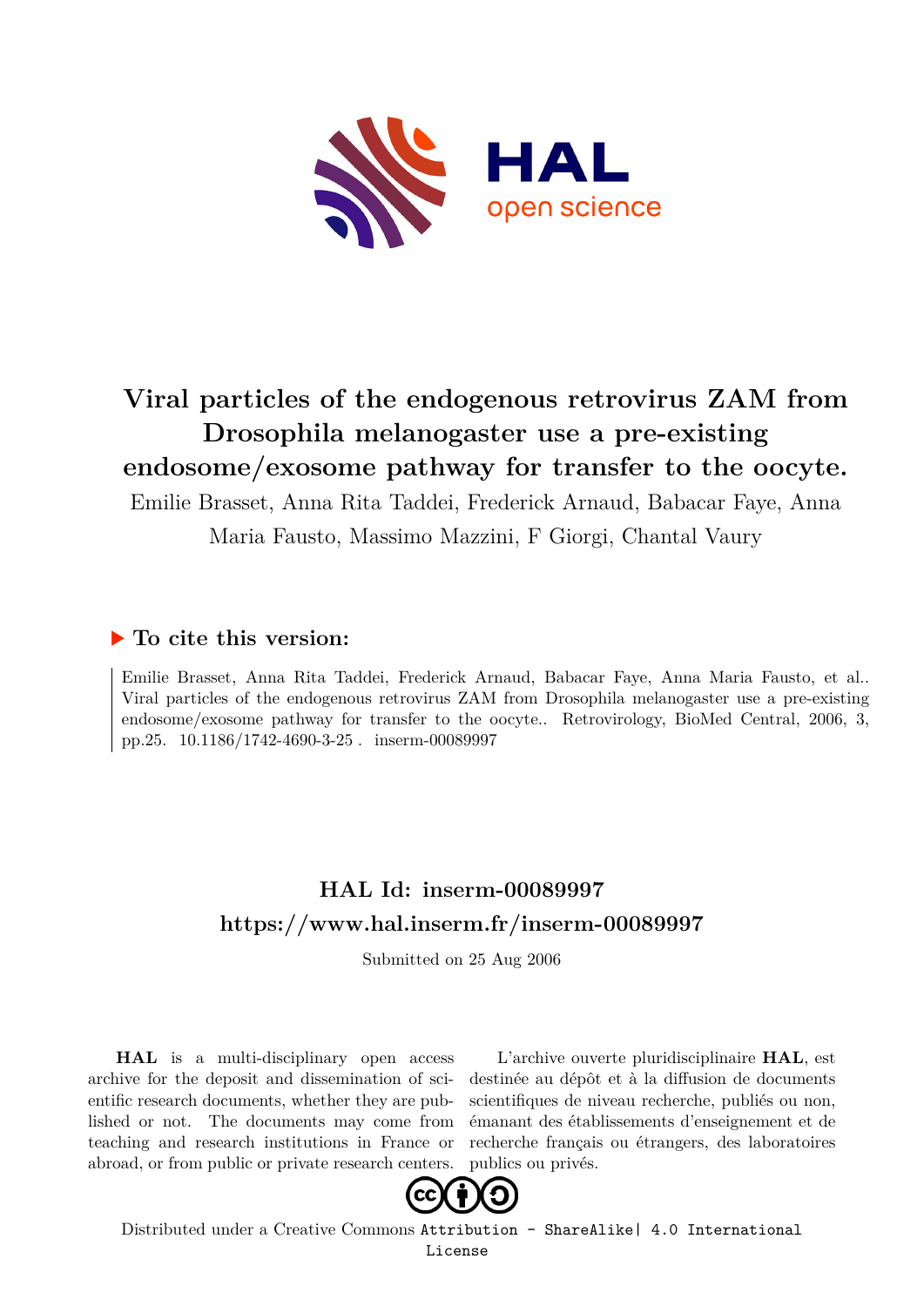# Viral particles of the endogenous retrovirus ZAM from Drosophila melanogaster use a pre-existing endosome/exosome pathway for transfer to the oocyte.

Emilie Brasset, Anna Rita Taddei, Frederick Arnaud, Babacar Faye, Anna Maria Fausto, Massimo Mazzini, F Giorgi, Chantal Vaury

## ▶ To cite this version:

Emilie Brasset, Anna Rita Taddei, Frederick Arnaud, Babacar Faye, Anna Maria Fausto, et al.. Viral particles of the endogenous retrovirus ZAM from Drosophila melanogaster use a pre-existing endosome/exosome pathway for transfer to the oocyte.. Retrovirology, BioMed Central, 2006, 3, pp.25. 10.1186/1742-4690-3-25 . inserm-00089997

## HAL Id: inserm-00089997

## https://www.hal.inserm.fr/inserm-00089997

Submitted on 25 Aug 2006

**HAL** is a multi-disciplinary open access archive for the deposit and dissemination of scientific research documents, whether they are published or not. The documents may come from teaching and research institutions in France or abroad, or from public or private research centers.

L'archive ouverte pluridisciplinaire **HAL**, est destinée au dépôt et à la diffusion de documents scientifiques de niveau recherche, publiés ou non, émanant des établissements d'enseignement et de recherche français ou étrangers, des laboratoires publics ou privés.

Distributed under a Creative Commons Attribution - ShareAlike| 4.0 International License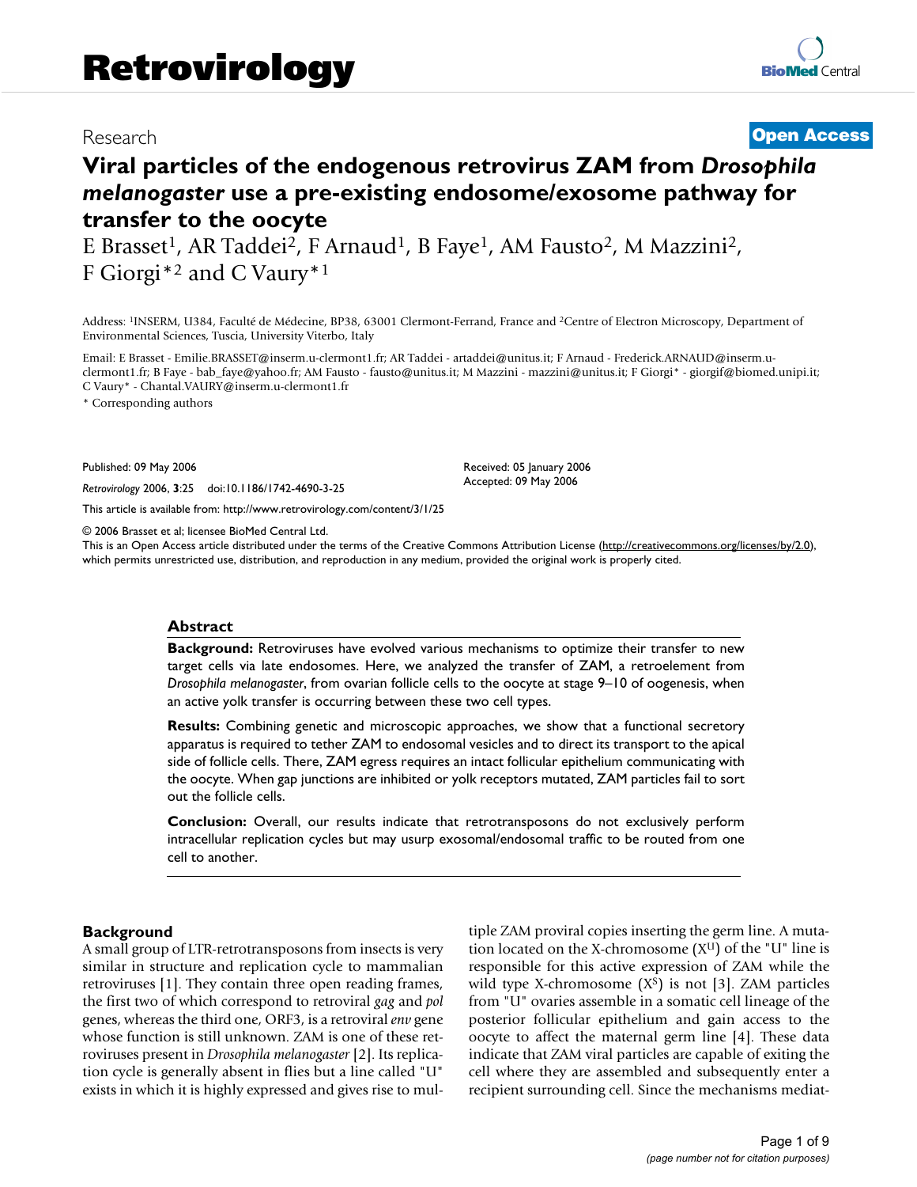# Retrovirology

## Research

**Open Access**

# Viral particles of the endogenous retrovirus ZAM from *Drosophila melanogaster* use a pre-existing endosome/exosome pathway for transfer to the oocyte

E Brasset[1], AR Taddei[2], F Arnaud[1], B Faye[1], AM Fausto[2], M Mazzini[2], F Giorgi*[2] and C Vaury*[1]

Address: [1]INSERM, U384, Faculté de Médecine, BP38, 63001 Clermont-Ferrand, France and [2]Centre of Electron Microscopy, Department of Environmental Sciences, Tuscia, University Viterbo, Italy

Email: E Brasset - Emilie.BRASSET@inserm.u-clermont1.fr; AR Taddei - artaddei@unitus.it; F Arnaud - Frederick.ARNAUD@inserm.u-clermont1.fr; B Faye - bab_faye@yahoo.fr; AM Fausto - fausto@unitus.it; M Mazzini - mazzini@unitus.it; F Giorgi* - giorgif@biomed.unipi.it; C Vaury* - Chantal.VAURY@inserm.u-clermont1.fr

\* Corresponding authors

Published: 09 May 2006

*Retrovirology* 2006, **3**:25 doi:10.1186/1742-4690-3-25

Received: 05 January 2006
Accepted: 09 May 2006

This article is available from: http://www.retrovirology.com/content/3/1/25

© 2006 Brasset et al; licensee BioMed Central Ltd.
This is an Open Access article distributed under the terms of the Creative Commons Attribution License (http://creativecommons.org/licenses/by/2.0), which permits unrestricted use, distribution, and reproduction in any medium, provided the original work is properly cited.

### Abstract

**Background:** Retroviruses have evolved various mechanisms to optimize their transfer to new target cells via late endosomes. Here, we analyzed the transfer of ZAM, a retroelement from *Drosophila melanogaster*, from ovarian follicle cells to the oocyte at stage 9–10 of oogenesis, when an active yolk transfer is occurring between these two cell types.

**Results:** Combining genetic and microscopic approaches, we show that a functional secretory apparatus is required to tether ZAM to endosomal vesicles and to direct its transport to the apical side of follicle cells. There, ZAM egress requires an intact follicular epithelium communicating with the oocyte. When gap junctions are inhibited or yolk receptors mutated, ZAM particles fail to sort out the follicle cells.

**Conclusion:** Overall, our results indicate that retrotransposons do not exclusively perform intracellular replication cycles but may usurp exosomal/endosomal traffic to be routed from one cell to another.

## Background

A small group of LTR-retrotransposons from insects is very similar in structure and replication cycle to mammalian retroviruses [1]. They contain three open reading frames, the first two of which correspond to retroviral *gag* and *pol* genes, whereas the third one, ORF3, is a retroviral *env* gene whose function is still unknown. ZAM is one of these retroviruses present in *Drosophila melanogaster* [2]. Its replication cycle is generally absent in flies but a line called "U" exists in which it is highly expressed and gives rise to multiple ZAM proviral copies inserting the germ line. A mutation located on the X-chromosome ($X^U$) of the "U" line is responsible for this active expression of ZAM while the wild type X-chromosome ($X^S$) is not [3]. ZAM particles from "U" ovaries assemble in a somatic cell lineage of the posterior follicular epithelium and gain access to the oocyte to affect the maternal germ line [4]. These data indicate that ZAM viral particles are capable of exiting the cell where they are assembled and subsequently enter a recipient surrounding cell. Since the mechanisms mediat-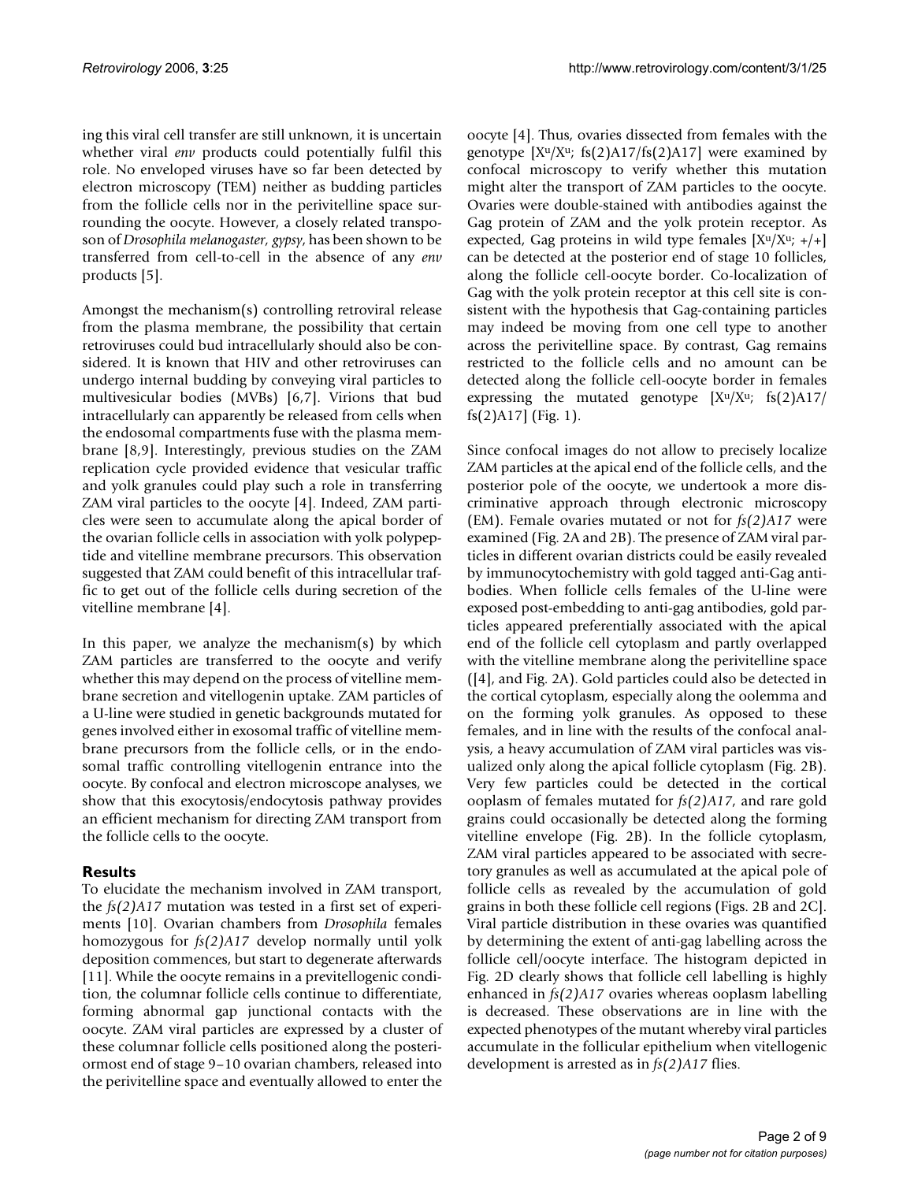ing this viral cell transfer are still unknown, it is uncertain whether viral *env* products could potentially fulfil this role. No enveloped viruses have so far been detected by electron microscopy (TEM) neither as budding particles from the follicle cells nor in the perivitelline space surrounding the oocyte. However, a closely related transposon of *Drosophila melanogaster*, *gypsy*, has been shown to be transferred from cell-to-cell in the absence of any *env* products [5].

Amongst the mechanism(s) controlling retroviral release from the plasma membrane, the possibility that certain retroviruses could bud intracellularly should also be considered. It is known that HIV and other retroviruses can undergo internal budding by conveying viral particles to multivesicular bodies (MVBs) [6,7]. Virions that bud intracellularly can apparently be released from cells when the endosomal compartments fuse with the plasma membrane [8,9]. Interestingly, previous studies on the ZAM replication cycle provided evidence that vesicular traffic and yolk granules could play such a role in transferring ZAM viral particles to the oocyte [4]. Indeed, ZAM particles were seen to accumulate along the apical border of the ovarian follicle cells in association with yolk polypeptide and vitelline membrane precursors. This observation suggested that ZAM could benefit of this intracellular traffic to get out of the follicle cells during secretion of the vitelline membrane [4].

In this paper, we analyze the mechanism(s) by which ZAM particles are transferred to the oocyte and verify whether this may depend on the process of vitelline membrane secretion and vitellogenin uptake. ZAM particles of a U-line were studied in genetic backgrounds mutated for genes involved either in exosomal traffic of vitelline membrane precursors from the follicle cells, or in the endosomal traffic controlling vitellogenin entrance into the oocyte. By confocal and electron microscope analyses, we show that this exocytosis/endocytosis pathway provides an efficient mechanism for directing ZAM transport from the follicle cells to the oocyte.

## Results

To elucidate the mechanism involved in ZAM transport, the *fs(2)A17* mutation was tested in a first set of experiments [10]. Ovarian chambers from *Drosophila* females homozygous for *fs(2)A17* develop normally until yolk deposition commences, but start to degenerate afterwards [11]. While the oocyte remains in a previtellogenic condition, the columnar follicle cells continue to differentiate, forming abnormal gap junctional contacts with the oocyte. ZAM viral particles are expressed by a cluster of these columnar follicle cells positioned along the posteriormost end of stage 9–10 ovarian chambers, released into the perivitelline space and eventually allowed to enter the oocyte [4]. Thus, ovaries dissected from females with the genotype [$X^u/X^u$; fs(2)A17/fs(2)A17] were examined by confocal microscopy to verify whether this mutation might alter the transport of ZAM particles to the oocyte. Ovaries were double-stained with antibodies against the Gag protein of ZAM and the yolk protein receptor. As expected, Gag proteins in wild type females [$X^u/X^u$; +/+] can be detected at the posterior end of stage 10 follicles, along the follicle cell-oocyte border. Co-localization of Gag with the yolk protein receptor at this cell site is consistent with the hypothesis that Gag-containing particles may indeed be moving from one cell type to another across the perivitelline space. By contrast, Gag remains restricted to the follicle cells and no amount can be detected along the follicle cell-oocyte border in females expressing the mutated genotype [$X^u/X^u$; fs(2)A17/fs(2)A17] (Fig. 1).

Since confocal images do not allow to precisely localize ZAM particles at the apical end of the follicle cells, and the posterior pole of the oocyte, we undertook a more discriminative approach through electronic microscopy (EM). Female ovaries mutated or not for *fs(2)A17* were examined (Fig. 2A and 2B). The presence of ZAM viral particles in different ovarian districts could be easily revealed by immunocytochemistry with gold tagged anti-Gag antibodies. When follicle cells females of the U-line were exposed post-embedding to anti-gag antibodies, gold particles appeared preferentially associated with the apical end of the follicle cell cytoplasm and partly overlapped with the vitelline membrane along the perivitelline space ([4], and Fig. 2A). Gold particles could also be detected in the cortical cytoplasm, especially along the oolemma and on the forming yolk granules. As opposed to these females, and in line with the results of the confocal analysis, a heavy accumulation of ZAM viral particles was visualized only along the apical follicle cytoplasm (Fig. 2B). Very few particles could be detected in the cortical ooplasm of females mutated for *fs(2)A17*, and rare gold grains could occasionally be detected along the forming vitelline envelope (Fig. 2B). In the follicle cytoplasm, ZAM viral particles appeared to be associated with secretory granules as well as accumulated at the apical pole of follicle cells as revealed by the accumulation of gold grains in both these follicle cell regions (Figs. 2B and 2C]. Viral particle distribution in these ovaries was quantified by determining the extent of anti-gag labelling across the follicle cell/oocyte interface. The histogram depicted in Fig. 2D clearly shows that follicle cell labelling is highly enhanced in *fs(2)A17* ovaries whereas ooplasm labelling is decreased. These observations are in line with the expected phenotypes of the mutant whereby viral particles accumulate in the follicular epithelium when vitellogenic development is arrested as in *fs(2)A17* flies.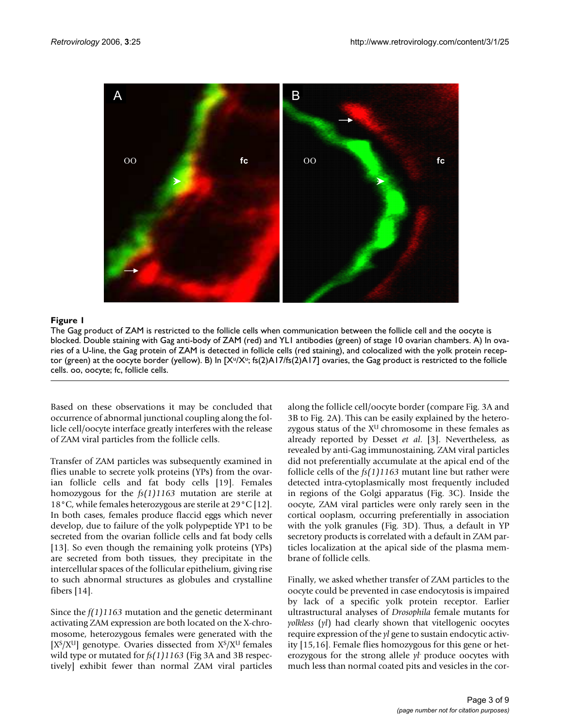**Figure 1**

The Gag product of ZAM is restricted to the follicle cells when communication between the follicle cell and the oocyte is blocked. Double staining with Gag anti-body of ZAM (red) and YL1 antibodies (green) of stage 10 ovarian chambers. A) In ovaries of a U-line, the Gag protein of ZAM is detected in follicle cells (red staining), and colocalized with the yolk protein receptor (green) at the oocyte border (yellow). B) In [$X^u/X^u$; fs(2)A17/fs(2)A17] ovaries, the Gag product is restricted to the follicle cells. oo, oocyte; fc, follicle cells.

Based on these observations it may be concluded that occurrence of abnormal junctional coupling along the follicle cell/oocyte interface greatly interferes with the release of ZAM viral particles from the follicle cells.

Transfer of ZAM particles was subsequently examined in flies unable to secrete yolk proteins (YPs) from the ovarian follicle cells and fat body cells [19]. Females homozygous for the *fs(1)1163* mutation are sterile at 18°C, while females heterozygous are sterile at 29°C [12]. In both cases, females produce flaccid eggs which never develop, due to failure of the yolk polypeptide YP1 to be secreted from the ovarian follicle cells and fat body cells [13]. So even though the remaining yolk proteins (YPs) are secreted from both tissues, they precipitate in the intercellular spaces of the follicular epithelium, giving rise to such abnormal structures as globules and crystalline fibers [14].

Since the *f(1)1163* mutation and the genetic determinant activating ZAM expression are both located on the X-chromosome, heterozygous females were generated with the [$X^S/X^U$] genotype. Ovaries dissected from $X^S/X^U$ females wild type or mutated for *fs(1)1163* (Fig 3A and 3B respectively] exhibit fewer than normal ZAM viral particles along the follicle cell/oocyte border (compare Fig. 3A and 3B to Fig. 2A). This can be easily explained by the heterozygous status of the $X^U$ chromosome in these females as already reported by Desset *et al*. [3]. Nevertheless, as revealed by anti-Gag immunostaining, ZAM viral particles did not preferentially accumulate at the apical end of the follicle cells of the *fs(1)1163* mutant line but rather were detected intra-cytoplasmically most frequently included in regions of the Golgi apparatus (Fig. 3C). Inside the oocyte, ZAM viral particles were only rarely seen in the cortical ooplasm, occurring preferentially in association with the yolk granules (Fig. 3D). Thus, a default in YP secretory products is correlated with a default in ZAM particles localization at the apical side of the plasma membrane of follicle cells.

Finally, we asked whether transfer of ZAM particles to the oocyte could be prevented in case endocytosis is impaired by lack of a specific yolk protein receptor. Earlier ultrastructural analyses of *Drosophila* female mutants for *yolkless* (*yl*) had clearly shown that vitellogenic oocytes require expression of the *yl* gene to sustain endocytic activity [15,16]. Female flies homozygous for this gene or heterozygous for the strong allele *yl-* produce oocytes with much less than normal coated pits and vesicles in the cor-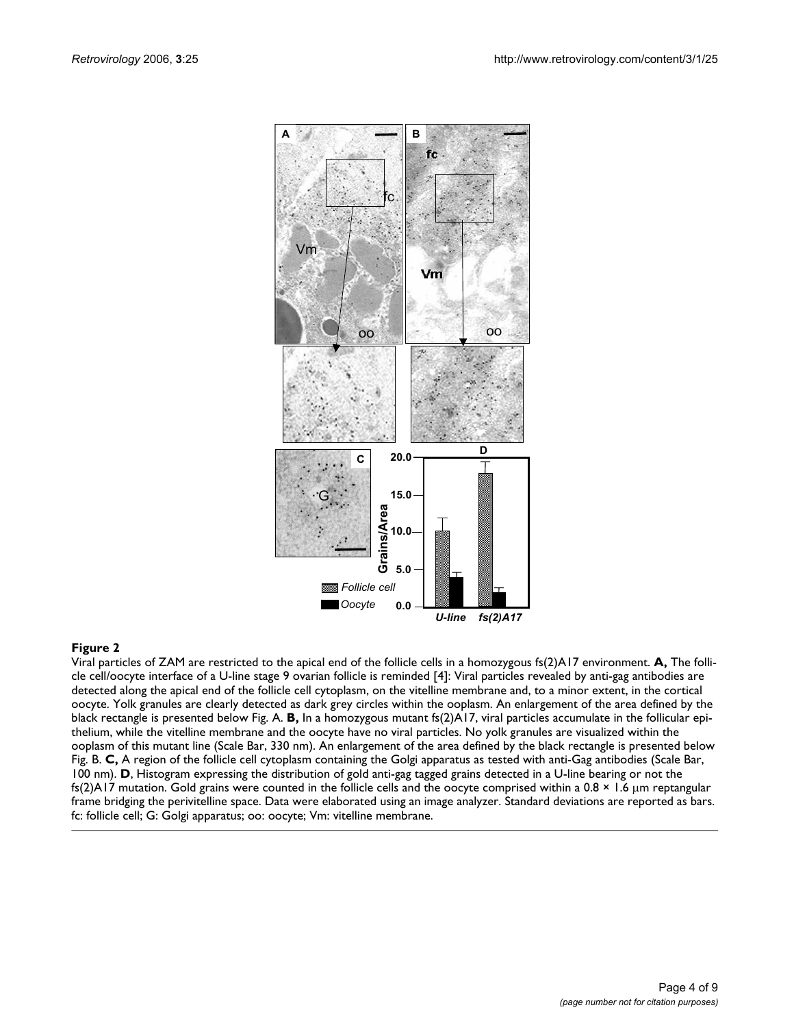**Figure 2**

Viral particles of ZAM are restricted to the apical end of the follicle cells in a homozygous fs(2)A17 environment. **A,** The follicle cell/oocyte interface of a U-line stage 9 ovarian follicle is reminded [4]: Viral particles revealed by anti-gag antibodies are detected along the apical end of the follicle cell cytoplasm, on the vitelline membrane and, to a minor extent, in the cortical oocyte. Yolk granules are clearly detected as dark grey circles within the ooplasm. An enlargement of the area defined by the black rectangle is presented below Fig. A. **B,** In a homozygous mutant fs(2)A17, viral particles accumulate in the follicular epithelium, while the vitelline membrane and the oocyte have no viral particles. No yolk granules are visualized within the ooplasm of this mutant line (Scale Bar, 330 nm). An enlargement of the area defined by the black rectangle is presented below Fig. B. **C,** A region of the follicle cell cytoplasm containing the Golgi apparatus as tested with anti-Gag antibodies (Scale Bar, 100 nm). **D**, Histogram expressing the distribution of gold anti-gag tagged grains detected in a U-line bearing or not the fs(2)A17 mutation. Gold grains were counted in the follicle cells and the oocyte comprised within a 0.8 × 1.6 μm reptangular frame bridging the perivitelline space. Data were elaborated using an image analyzer. Standard deviations are reported as bars. fc: follicle cell; G: Golgi apparatus; oo: oocyte; Vm: vitelline membrane.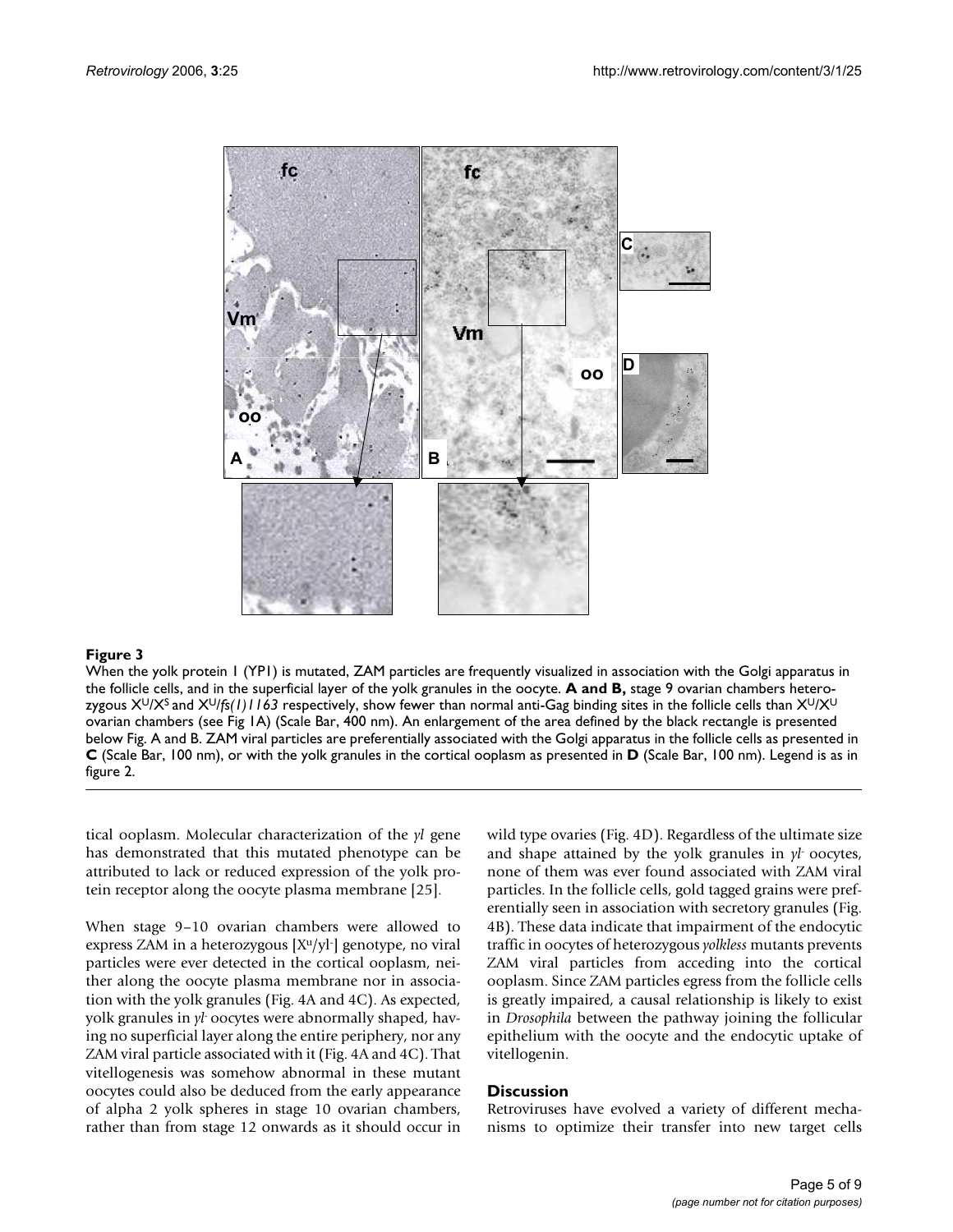**Figure 3**

When the yolk protein 1 (YP1) is mutated, ZAM particles are frequently visualized in association with the Golgi apparatus in the follicle cells, and in the superficial layer of the yolk granules in the oocyte. **A and B,** stage 9 ovarian chambers heterozygous $X^U/X^S$ and $X^U$/*fs(1)1163* respectively, show fewer than normal anti-Gag binding sites in the follicle cells than $X^U/X^U$ ovarian chambers (see Fig 1A) (Scale Bar, 400 nm). An enlargement of the area defined by the black rectangle is presented below Fig. A and B. ZAM viral particles are preferentially associated with the Golgi apparatus in the follicle cells as presented in **C** (Scale Bar, 100 nm), or with the yolk granules in the cortical ooplasm as presented in **D** (Scale Bar, 100 nm). Legend is as in figure 2.

tical ooplasm. Molecular characterization of the *yl* gene has demonstrated that this mutated phenotype can be attributed to lack or reduced expression of the yolk protein receptor along the oocyte plasma membrane [25].

When stage 9–10 ovarian chambers were allowed to express ZAM in a heterozygous [$X^u/yl^-$] genotype, no viral particles were ever detected in the cortical ooplasm, neither along the oocyte plasma membrane nor in association with the yolk granules (Fig. 4A and 4C). As expected, yolk granules in *yl*⁻ oocytes were abnormally shaped, having no superficial layer along the entire periphery, nor any ZAM viral particle associated with it (Fig. 4A and 4C). That vitellogenesis was somehow abnormal in these mutant oocytes could also be deduced from the early appearance of alpha 2 yolk spheres in stage 10 ovarian chambers, rather than from stage 12 onwards as it should occur in wild type ovaries (Fig. 4D). Regardless of the ultimate size and shape attained by the yolk granules in *yl*⁻ oocytes, none of them was ever found associated with ZAM viral particles. In the follicle cells, gold tagged grains were preferentially seen in association with secretory granules (Fig. 4B). These data indicate that impairment of the endocytic traffic in oocytes of heterozygous *yolkless* mutants prevents ZAM viral particles from acceding into the cortical ooplasm. Since ZAM particles egress from the follicle cells is greatly impaired, a causal relationship is likely to exist in *Drosophila* between the pathway joining the follicular epithelium with the oocyte and the endocytic uptake of vitellogenin.

## Discussion

Retroviruses have evolved a variety of different mechanisms to optimize their transfer into new target cells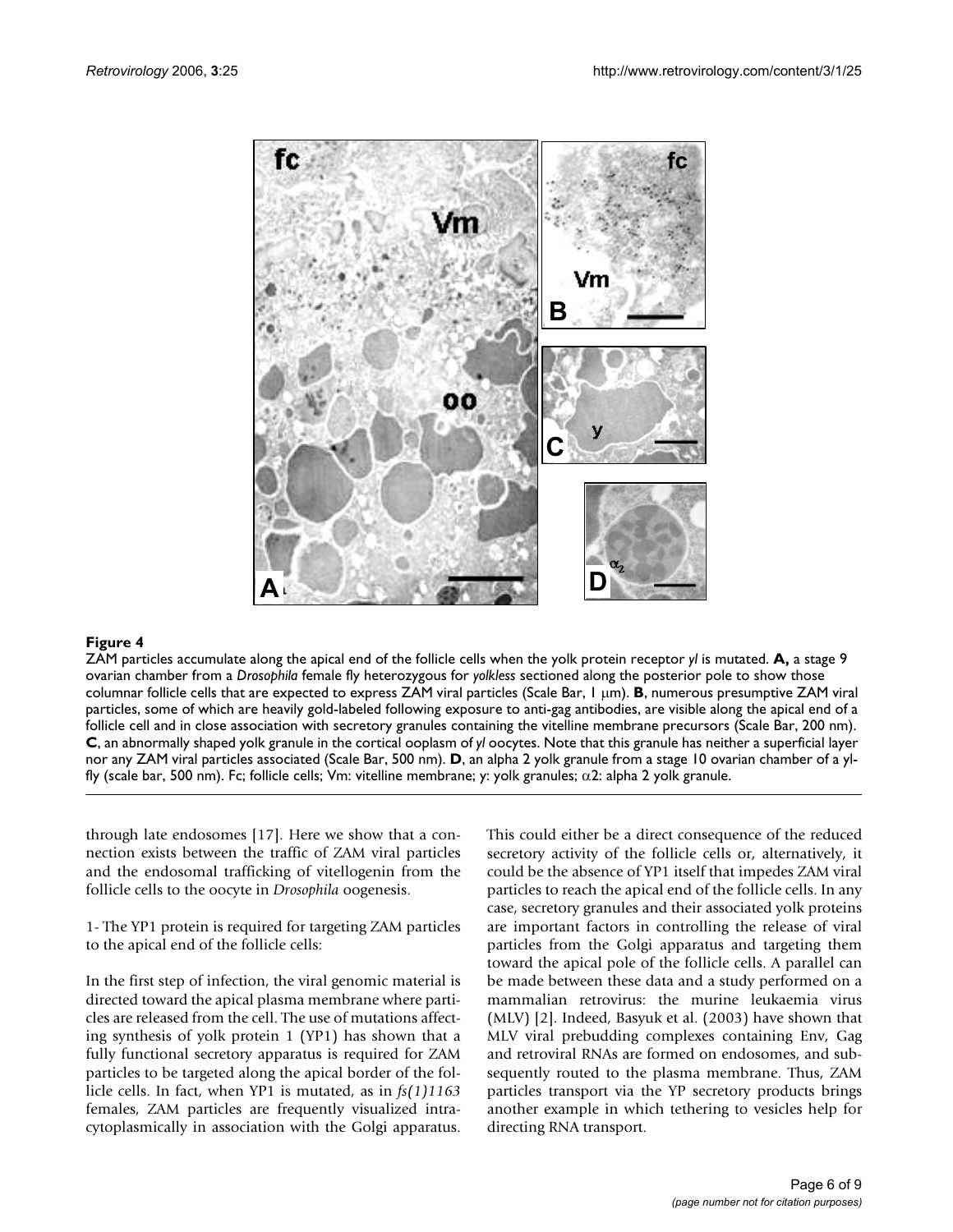**Figure 4**

ZAM particles accumulate along the apical end of the follicle cells when the yolk protein receptor *yl* is mutated. **A,** a stage 9 ovarian chamber from a *Drosophila* female fly heterozygous for *yolkless* sectioned along the posterior pole to show those columnar follicle cells that are expected to express ZAM viral particles (Scale Bar, 1 μm). **B**, numerous presumptive ZAM viral particles, some of which are heavily gold-labeled following exposure to anti-gag antibodies, are visible along the apical end of a follicle cell and in close association with secretory granules containing the vitelline membrane precursors (Scale Bar, 200 nm). **C**, an abnormally shaped yolk granule in the cortical ooplasm of *yl* oocytes. Note that this granule has neither a superficial layer nor any ZAM viral particles associated (Scale Bar, 500 nm). **D**, an alpha 2 yolk granule from a stage 10 ovarian chamber of a yl-fly (scale bar, 500 nm). Fc; follicle cells; Vm: vitelline membrane; y: yolk granules; $\alpha 2$: alpha 2 yolk granule.

through late endosomes [17]. Here we show that a connection exists between the traffic of ZAM viral particles and the endosomal trafficking of vitellogenin from the follicle cells to the oocyte in *Drosophila* oogenesis.

1- The YP1 protein is required for targeting ZAM particles to the apical end of the follicle cells:

In the first step of infection, the viral genomic material is directed toward the apical plasma membrane where particles are released from the cell. The use of mutations affecting synthesis of yolk protein 1 (YP1) has shown that a fully functional secretory apparatus is required for ZAM particles to be targeted along the apical border of the follicle cells. In fact, when YP1 is mutated, as in *fs(1)1163* females, ZAM particles are frequently visualized intracytoplasmically in association with the Golgi apparatus. This could either be a direct consequence of the reduced secretory activity of the follicle cells or, alternatively, it could be the absence of YP1 itself that impedes ZAM viral particles to reach the apical end of the follicle cells. In any case, secretory granules and their associated yolk proteins are important factors in controlling the release of viral particles from the Golgi apparatus and targeting them toward the apical pole of the follicle cells. A parallel can be made between these data and a study performed on a mammalian retrovirus: the murine leukaemia virus (MLV) [2]. Indeed, Basyuk et al. (2003) have shown that MLV viral prebudding complexes containing Env, Gag and retroviral RNAs are formed on endosomes, and subsequently routed to the plasma membrane. Thus, ZAM particles transport via the YP secretory products brings another example in which tethering to vesicles help for directing RNA transport.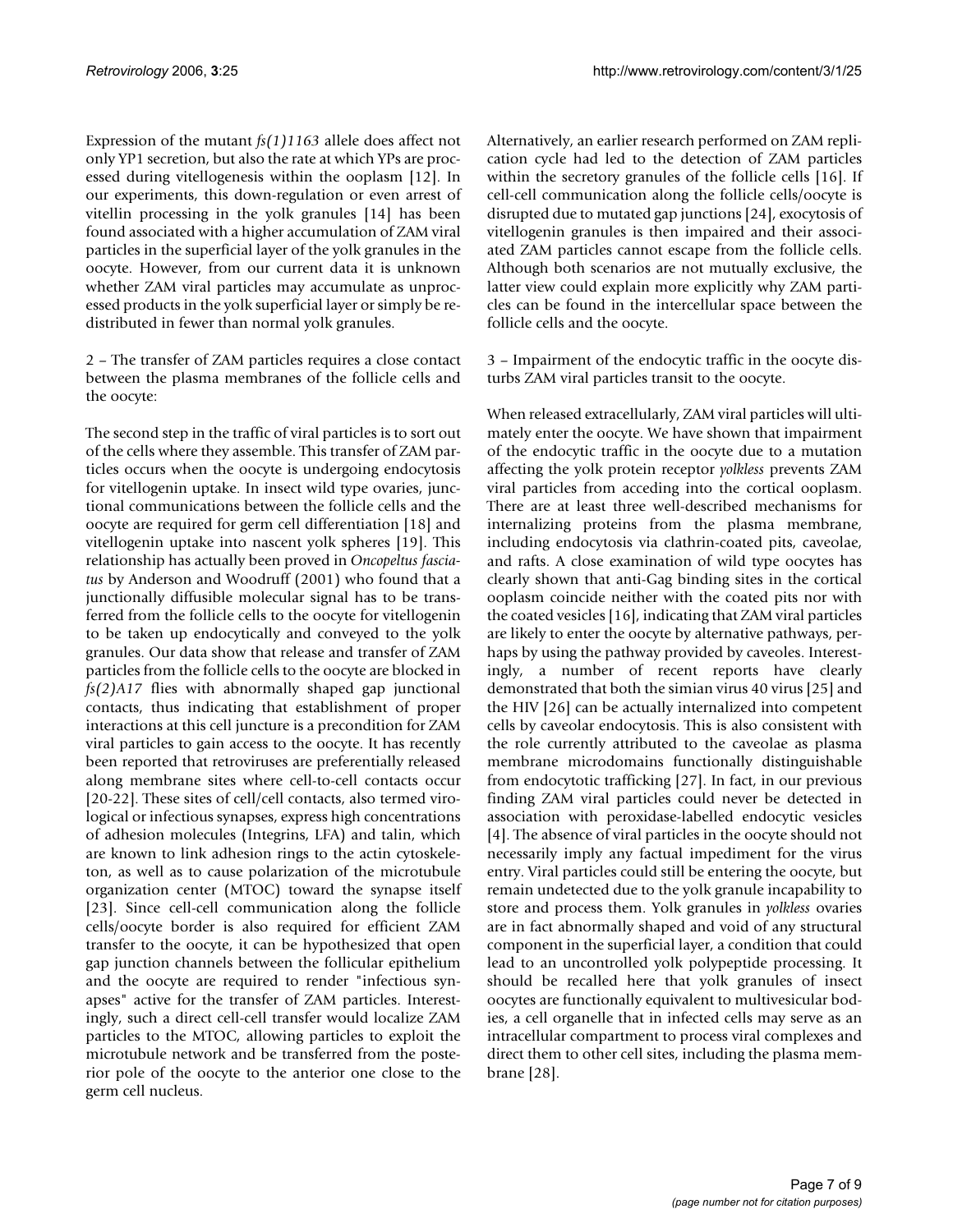Expression of the mutant *fs(1)1163* allele does affect not only YP1 secretion, but also the rate at which YPs are processed during vitellogenesis within the ooplasm [12]. In our experiments, this down-regulation or even arrest of vitellin processing in the yolk granules [14] has been found associated with a higher accumulation of ZAM viral particles in the superficial layer of the yolk granules in the oocyte. However, from our current data it is unknown whether ZAM viral particles may accumulate as unprocessed products in the yolk superficial layer or simply be re-distributed in fewer than normal yolk granules.

2 – The transfer of ZAM particles requires a close contact between the plasma membranes of the follicle cells and the oocyte:

The second step in the traffic of viral particles is to sort out of the cells where they assemble. This transfer of ZAM particles occurs when the oocyte is undergoing endocytosis for vitellogenin uptake. In insect wild type ovaries, junctional communications between the follicle cells and the oocyte are required for germ cell differentiation [18] and vitellogenin uptake into nascent yolk spheres [19]. This relationship has actually been proved in *Oncopeltus fasciatus* by Anderson and Woodruff (2001) who found that a junctionally diffusible molecular signal has to be transferred from the follicle cells to the oocyte for vitellogenin to be taken up endocytically and conveyed to the yolk granules. Our data show that release and transfer of ZAM particles from the follicle cells to the oocyte are blocked in *fs(2)A17* flies with abnormally shaped gap junctional contacts, thus indicating that establishment of proper interactions at this cell juncture is a precondition for ZAM viral particles to gain access to the oocyte. It has recently been reported that retroviruses are preferentially released along membrane sites where cell-to-cell contacts occur [20-22]. These sites of cell/cell contacts, also termed virological or infectious synapses, express high concentrations of adhesion molecules (Integrins, LFA) and talin, which are known to link adhesion rings to the actin cytoskeleton, as well as to cause polarization of the microtubule organization center (MTOC) toward the synapse itself [23]. Since cell-cell communication along the follicle cells/oocyte border is also required for efficient ZAM transfer to the oocyte, it can be hypothesized that open gap junction channels between the follicular epithelium and the oocyte are required to render "infectious synapses" active for the transfer of ZAM particles. Interestingly, such a direct cell-cell transfer would localize ZAM particles to the MTOC, allowing particles to exploit the microtubule network and be transferred from the posterior pole of the oocyte to the anterior one close to the germ cell nucleus.

Alternatively, an earlier research performed on ZAM replication cycle had led to the detection of ZAM particles within the secretory granules of the follicle cells [16]. If cell-cell communication along the follicle cells/oocyte is disrupted due to mutated gap junctions [24], exocytosis of vitellogenin granules is then impaired and their associated ZAM particles cannot escape from the follicle cells. Although both scenarios are not mutually exclusive, the latter view could explain more explicitly why ZAM particles can be found in the intercellular space between the follicle cells and the oocyte.

3 – Impairment of the endocytic traffic in the oocyte disturbs ZAM viral particles transit to the oocyte.

When released extracellularly, ZAM viral particles will ultimately enter the oocyte. We have shown that impairment of the endocytic traffic in the oocyte due to a mutation affecting the yolk protein receptor *yolkless* prevents ZAM viral particles from acceding into the cortical ooplasm. There are at least three well-described mechanisms for internalizing proteins from the plasma membrane, including endocytosis via clathrin-coated pits, caveolae, and rafts. A close examination of wild type oocytes has clearly shown that anti-Gag binding sites in the cortical ooplasm coincide neither with the coated pits nor with the coated vesicles [16], indicating that ZAM viral particles are likely to enter the oocyte by alternative pathways, perhaps by using the pathway provided by caveoles. Interestingly, a number of recent reports have clearly demonstrated that both the simian virus 40 virus [25] and the HIV [26] can be actually internalized into competent cells by caveolar endocytosis. This is also consistent with the role currently attributed to the caveolae as plasma membrane microdomains functionally distinguishable from endocytotic trafficking [27]. In fact, in our previous finding ZAM viral particles could never be detected in association with peroxidase-labelled endocytic vesicles [4]. The absence of viral particles in the oocyte should not necessarily imply any factual impediment for the virus entry. Viral particles could still be entering the oocyte, but remain undetected due to the yolk granule incapability to store and process them. Yolk granules in *yolkless* ovaries are in fact abnormally shaped and void of any structural component in the superficial layer, a condition that could lead to an uncontrolled yolk polypeptide processing. It should be recalled here that yolk granules of insect oocytes are functionally equivalent to multivesicular bodies, a cell organelle that in infected cells may serve as an intracellular compartment to process viral complexes and direct them to other cell sites, including the plasma membrane [28].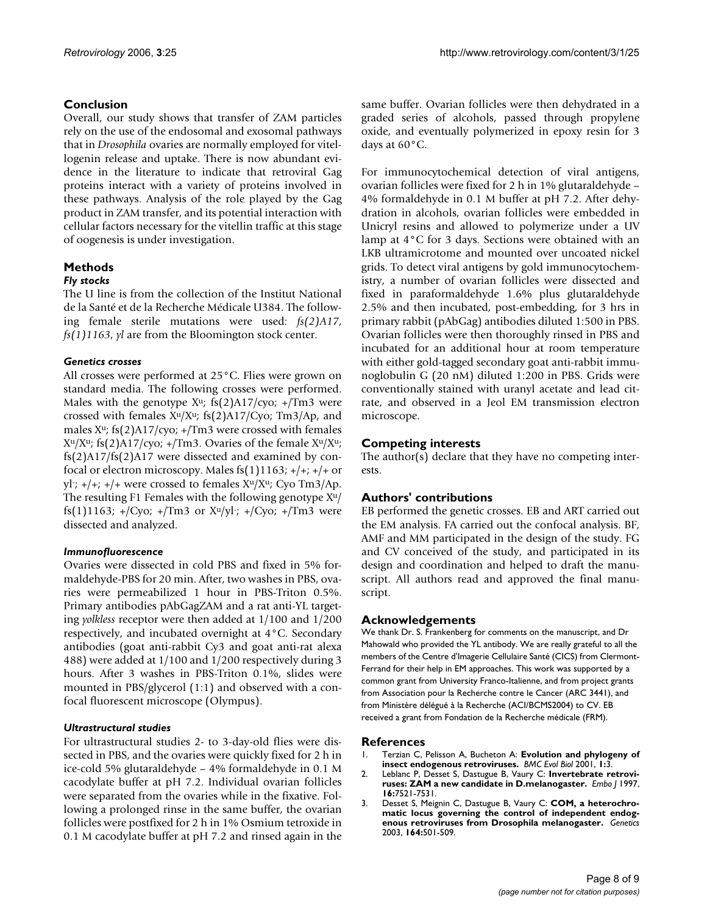## Conclusion

Overall, our study shows that transfer of ZAM particles rely on the use of the endosomal and exosomal pathways that in *Drosophila* ovaries are normally employed for vitellogenin release and uptake. There is now abundant evidence in the literature to indicate that retroviral Gag proteins interact with a variety of proteins involved in these pathways. Analysis of the role played by the Gag product in ZAM transfer, and its potential interaction with cellular factors necessary for the vitellin traffic at this stage of oogenesis is under investigation.

## Methods

### Fly stocks

The U line is from the collection of the Institut National de la Santé et de la Recherche Médicale U384. The following female sterile mutations were used: *fs(2)A17*, *fs(1)1163*, *yl* are from the Bloomington stock center.

### Genetics crosses

All crosses were performed at 25°C. Flies were grown on standard media. The following crosses were performed. Males with the genotype $X^u$; fs(2)A17/cyo; +/Tm3 were crossed with females $X^u/X^u$; fs(2)A17/Cyo; Tm3/Ap, and males $X^u$; fs(2)A17/cyo; +/Tm3 were crossed with females $X^u/X^u$; fs(2)A17/cyo; +/Tm3. Ovaries of the female $X^u/X^u$; fs(2)A17/fs(2)A17 were dissected and examined by confocal or electron microscopy. Males fs(1)1163; +/+; +/+ or $yl^-$; +/+; +/+ were crossed to females $X^u/X^u$; Cyo Tm3/Ap. The resulting F1 Females with the following genotype $X^u$/fs(1)1163; +/Cyo; +/Tm3 or $X^u/yl^-$; +/Cyo; +/Tm3 were dissected and analyzed.

### Immunofluorescence

Ovaries were dissected in cold PBS and fixed in 5% formaldehyde-PBS for 20 min. After, two washes in PBS, ovaries were permeabilized 1 hour in PBS-Triton 0.5%. Primary antibodies pAbGagZAM and a rat anti-YL targeting *yolkless* receptor were then added at 1/100 and 1/200 respectively, and incubated overnight at 4°C. Secondary antibodies (goat anti-rabbit Cy3 and goat anti-rat alexa 488) were added at 1/100 and 1/200 respectively during 3 hours. After 3 washes in PBS-Triton 0.1%, slides were mounted in PBS/glycerol (1:1) and observed with a confocal fluorescent microscope (Olympus).

### Ultrastructural studies

For ultrastructural studies 2- to 3-day-old flies were dissected in PBS, and the ovaries were quickly fixed for 2 h in ice-cold 5% glutaraldehyde – 4% formaldehyde in 0.1 M cacodylate buffer at pH 7.2. Individual ovarian follicles were separated from the ovaries while in the fixative. Following a prolonged rinse in the same buffer, the ovarian follicles were postfixed for 2 h in 1% Osmium tetroxide in 0.1 M cacodylate buffer at pH 7.2 and rinsed again in the same buffer. Ovarian follicles were then dehydrated in a graded series of alcohols, passed through propylene oxide, and eventually polymerized in epoxy resin for 3 days at 60°C.

For immunocytochemical detection of viral antigens, ovarian follicles were fixed for 2 h in 1% glutaraldehyde – 4% formaldehyde in 0.1 M buffer at pH 7.2. After dehydration in alcohols, ovarian follicles were embedded in Unicryl resins and allowed to polymerize under a UV lamp at 4°C for 3 days. Sections were obtained with an LKB ultramicrotome and mounted over uncoated nickel grids. To detect viral antigens by gold immunocytochemistry, a number of ovarian follicles were dissected and fixed in paraformaldehyde 1.6% plus glutaraldehyde 2.5% and then incubated, post-embedding, for 3 hrs in primary rabbit (pAbGag) antibodies diluted 1:500 in PBS. Ovarian follicles were then thoroughly rinsed in PBS and incubated for an additional hour at room temperature with either gold-tagged secondary goat anti-rabbit immunoglobulin G (20 nM) diluted 1:200 in PBS. Grids were conventionally stained with uranyl acetate and lead citrate, and observed in a Jeol EM transmission electron microscope.

## Competing interests

The author(s) declare that they have no competing interests.

## Authors' contributions

EB performed the genetic crosses. EB and ART carried out the EM analysis. FA carried out the confocal analysis. BF, AMF and MM participated in the design of the study. FG and CV conceived of the study, and participated in its design and coordination and helped to draft the manuscript. All authors read and approved the final manuscript.

## Acknowledgements

We thank Dr. S. Frankenberg for comments on the manuscript, and Dr Mahowald who provided the YL antibody. We are really grateful to all the members of the Centre d'Imagerie Cellulaire Santé (CICS) from Clermont-Ferrand for their help in EM approaches. This work was supported by a common grant from University Franco-Italienne, and from project grants from Association pour la Recherche contre le Cancer (ARC 3441), and from Ministère délégué à la Recherche (ACI/BCMS2004) to CV. EB received a grant from Fondation de la Recherche médicale (FRM).

## References

1. Terzian C, Pelisson A, Bucheton A: **Evolution and phylogeny of insect endogenous retroviruses.** *BMC Evol Biol* 2001, **1:**3.
2. Leblanc P, Desset S, Dastugue B, Vaury C: **Invertebrate retroviruses: ZAM a new candidate in D.melanogaster.** *Embo J* 1997, **16:**7521-7531.
3. Desset S, Meignin C, Dastugue B, Vaury C: **COM, a heterochromatic locus governing the control of independent endogenous retroviruses from Drosophila melanogaster.** *Genetics* 2003, **164:**501-509.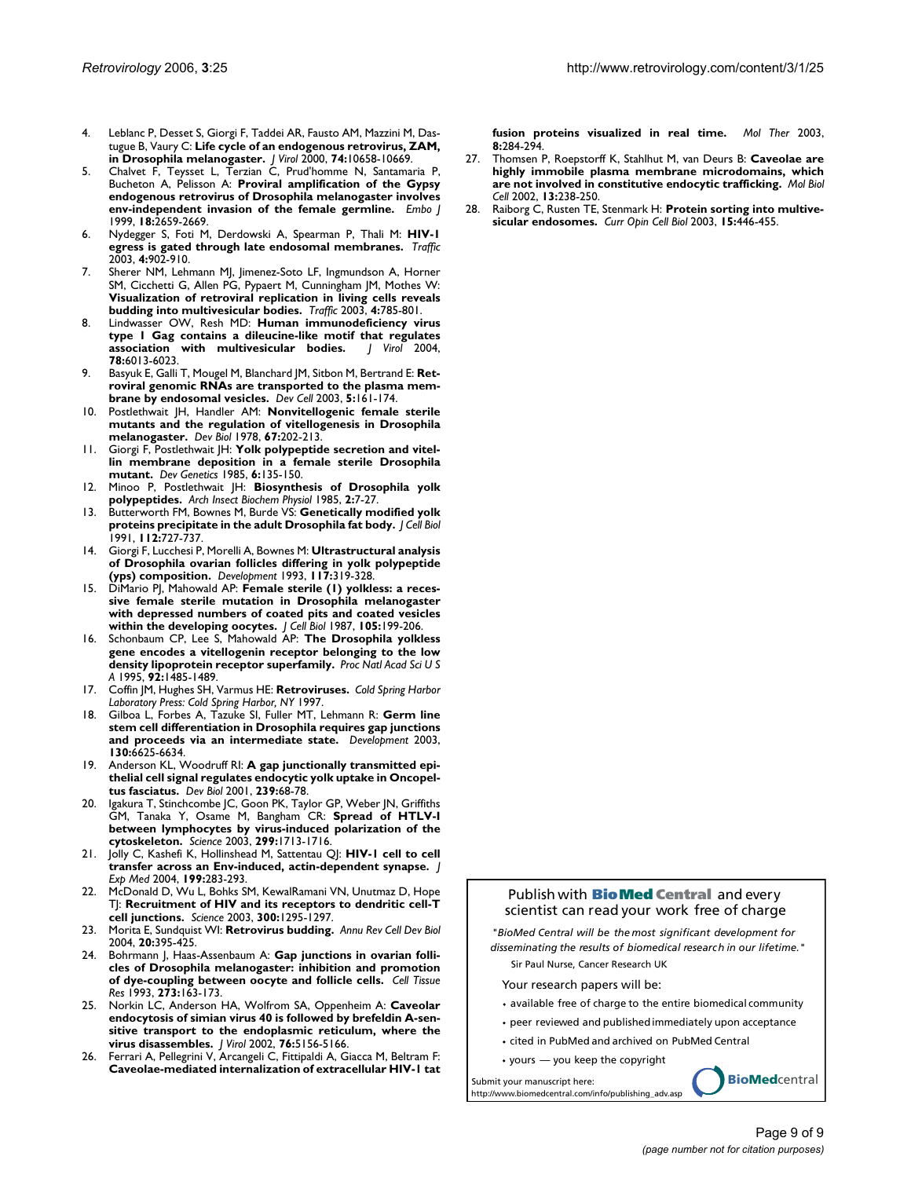4. Leblanc P, Desset S, Giorgi F, Taddei AR, Fausto AM, Mazzini M, Dastugue B, Vaury C: **Life cycle of an endogenous retrovirus, ZAM, in Drosophila melanogaster.** *J Virol* 2000, **74:**10658-10669.
5. Chalvet F, Teysset L, Terzian C, Prud'homme N, Santamaria P, Bucheton A, Pelisson A: **Proviral amplification of the Gypsy endogenous retrovirus of Drosophila melanogaster involves env-independent invasion of the female germline.** *Embo J* 1999, **18:**2659-2669.
6. Nydegger S, Foti M, Derdowski A, Spearman P, Thali M: **HIV-1 egress is gated through late endosomal membranes.** *Traffic* 2003, **4:**902-910.
7. Sherer NM, Lehmann MJ, Jimenez-Soto LF, Ingmundson A, Horner SM, Cicchetti G, Allen PG, Pypaert M, Cunningham JM, Mothes W: **Visualization of retroviral replication in living cells reveals budding into multivesicular bodies.** *Traffic* 2003, **4:**785-801.
8. Lindwasser OW, Resh MD: **Human immunodeficiency virus type 1 Gag contains a dileucine-like motif that regulates association with multivesicular bodies.** *J Virol* 2004, **78:**6013-6023.
9. Basyuk E, Galli T, Mougel M, Blanchard JM, Sitbon M, Bertrand E: **Retroviral genomic RNAs are transported to the plasma membrane by endosomal vesicles.** *Dev Cell* 2003, **5:**161-174.
10. Postlethwait JH, Handler AM: **Nonvitellogenic female sterile mutants and the regulation of vitellogenesis in Drosophila melanogaster.** *Dev Biol* 1978, **67:**202-213.
11. Giorgi F, Postlethwait JH: **Yolk polypeptide secretion and vitellin membrane deposition in a female sterile Drosophila mutant.** *Dev Genetics* 1985, **6:**135-150.
12. Minoo P, Postlethwait JH: **Biosynthesis of Drosophila yolk polypeptides.** *Arch Insect Biochem Physiol* 1985, **2:**7-27.
13. Butterworth FM, Bownes M, Burde VS: **Genetically modified yolk proteins precipitate in the adult Drosophila fat body.** *J Cell Biol* 1991, **112:**727-737.
14. Giorgi F, Lucchesi P, Morelli A, Bownes M: **Ultrastructural analysis of Drosophila ovarian follicles differing in yolk polypeptide (yps) composition.** *Development* 1993, **117:**319-328.
15. DiMario PJ, Mahowald AP: **Female sterile (1) yolkless: a recessive female sterile mutation in Drosophila melanogaster with depressed numbers of coated pits and coated vesicles within the developing oocytes.** *J Cell Biol* 1987, **105:**199-206.
16. Schonbaum CP, Lee S, Mahowald AP: **The Drosophila yolkless gene encodes a vitellogenin receptor belonging to the low density lipoprotein receptor superfamily.** *Proc Natl Acad Sci U S A* 1995, **92:**1485-1489.
17. Coffin JM, Hughes SH, Varmus HE: **Retroviruses.** *Cold Spring Harbor Laboratory Press: Cold Spring Harbor, NY* 1997.
18. Gilboa L, Forbes A, Tazuke SI, Fuller MT, Lehmann R: **Germ line stem cell differentiation in Drosophila requires gap junctions and proceeds via an intermediate state.** *Development* 2003, **130:**6625-6634.
19. Anderson KL, Woodruff RI: **A gap junctionally transmitted epithelial cell signal regulates endocytic yolk uptake in Oncopeltus fasciatus.** *Dev Biol* 2001, **239:**68-78.
20. Igakura T, Stinchcombe JC, Goon PK, Taylor GP, Weber JN, Griffiths GM, Tanaka Y, Osame M, Bangham CR: **Spread of HTLV-I between lymphocytes by virus-induced polarization of the cytoskeleton.** *Science* 2003, **299:**1713-1716.
21. Jolly C, Kashefi K, Hollinshead M, Sattentau QJ: **HIV-1 cell to cell transfer across an Env-induced, actin-dependent synapse.** *J Exp Med* 2004, **199:**283-293.
22. McDonald D, Wu L, Bohks SM, KewalRamani VN, Unutmaz D, Hope TJ: **Recruitment of HIV and its receptors to dendritic cell-T cell junctions.** *Science* 2003, **300:**1295-1297.
23. Morita E, Sundquist WI: **Retrovirus budding.** *Annu Rev Cell Dev Biol* 2004, **20:**395-425.
24. Bohrmann J, Haas-Assenbaum A: **Gap junctions in ovarian follicles of Drosophila melanogaster: inhibition and promotion of dye-coupling between oocyte and follicle cells.** *Cell Tissue Res* 1993, **273:**163-173.
25. Norkin LC, Anderson HA, Wolfrom SA, Oppenheim A: **Caveolar endocytosis of simian virus 40 is followed by brefeldin A-sensitive transport to the endoplasmic reticulum, where the virus disassembles.** *J Virol* 2002, **76:**5156-5166.
26. Ferrari A, Pellegrini V, Arcangeli C, Fittipaldi A, Giacca M, Beltram F: **Caveolae-mediated internalization of extracellular HIV-1 tat fusion proteins visualized in real time.** *Mol Ther* 2003, **8:**284-294.
27. Thomsen P, Roepstorff K, Stahlhut M, van Deurs B: **Caveolae are highly immobile plasma membrane microdomains, which are not involved in constitutive endocytic trafficking.** *Mol Biol Cell* 2002, **13:**238-250.
28. Raiborg C, Rusten TE, Stenmark H: **Protein sorting into multivesicular endosomes.** *Curr Opin Cell Biol* 2003, **15:**446-455.

Publish with **BioMed Central** and every scientist can read your work free of charge

*"BioMed Central will be the most significant development for disseminating the results of biomedical research in our lifetime."*

Sir Paul Nurse, Cancer Research UK

Your research papers will be:

- available free of charge to the entire biomedical community
- peer reviewed and published immediately upon acceptance
- cited in PubMed and archived on PubMed Central
- yours — you keep the copyright

Submit your manuscript here:
http://www.biomedcentral.com/info/publishing_adv.asp

BioMedcentral